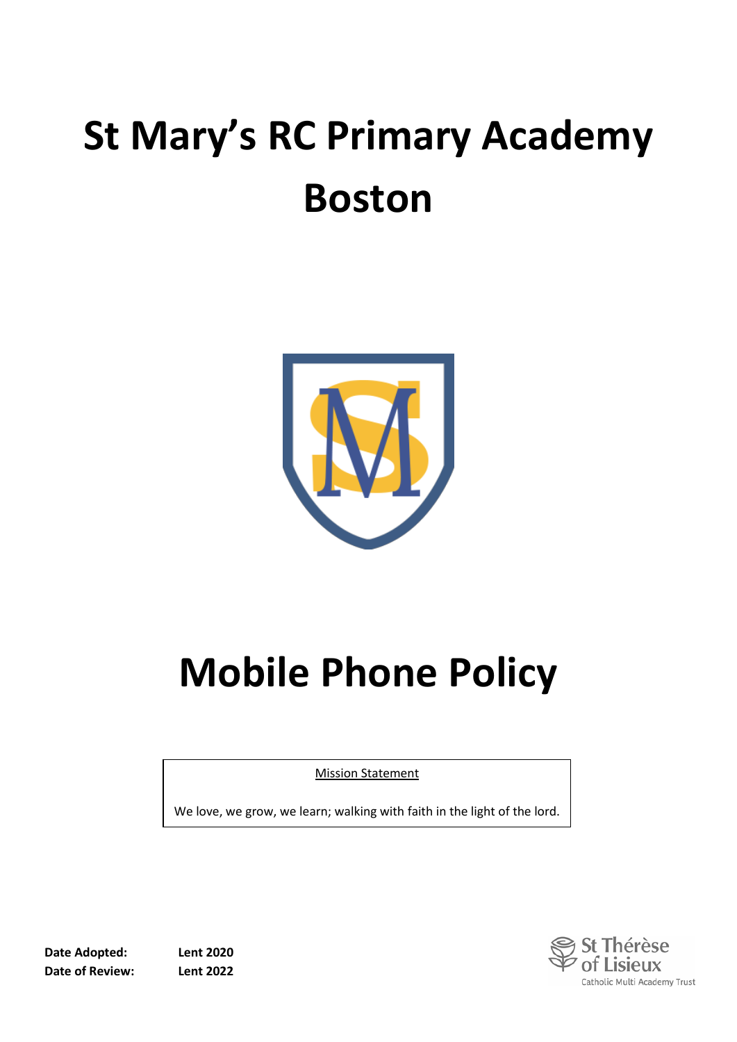# St Mary's RC Primary Academy Boston

# Mobile Phone Policy

<u>Mission Statement</u>

We love, we grow, we learn; walking with faith in the light of the lord.

**Date Adopted:** **Lent 2020**
**Date of Review:** **Lent 2022**

St Thérèse of Lisieux
Catholic Multi Academy Trust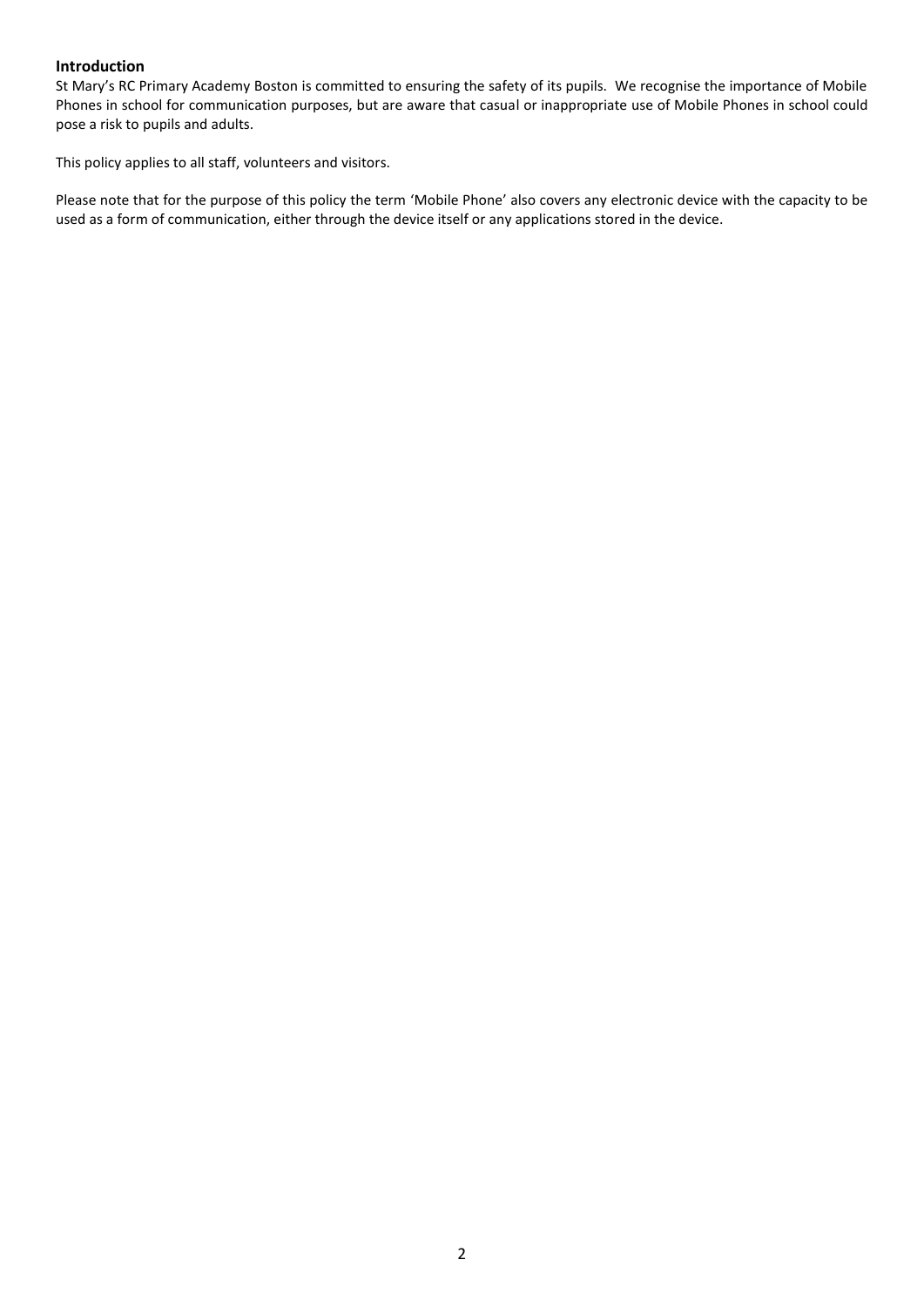## Introduction

St Mary's RC Primary Academy Boston is committed to ensuring the safety of its pupils. We recognise the importance of Mobile Phones in school for communication purposes, but are aware that casual or inappropriate use of Mobile Phones in school could pose a risk to pupils and adults.

This policy applies to all staff, volunteers and visitors.

Please note that for the purpose of this policy the term 'Mobile Phone' also covers any electronic device with the capacity to be used as a form of communication, either through the device itself or any applications stored in the device.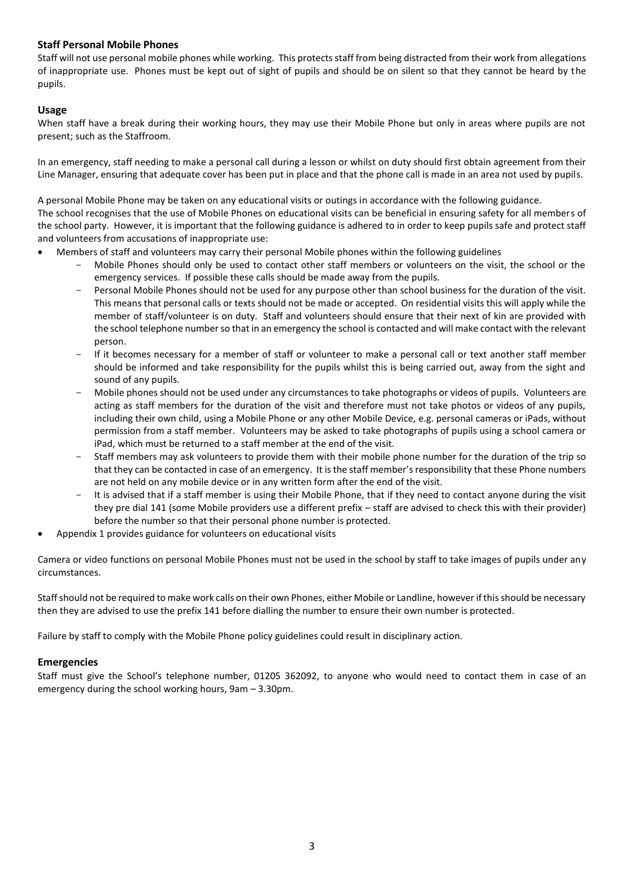### Staff Personal Mobile Phones

Staff will not use personal mobile phones while working. This protects staff from being distracted from their work from allegations of inappropriate use. Phones must be kept out of sight of pupils and should be on silent so that they cannot be heard by the pupils.

### Usage

When staff have a break during their working hours, they may use their Mobile Phone but only in areas where pupils are not present; such as the Staffroom.

In an emergency, staff needing to make a personal call during a lesson or whilst on duty should first obtain agreement from their Line Manager, ensuring that adequate cover has been put in place and that the phone call is made in an area not used by pupils.

A personal Mobile Phone may be taken on any educational visits or outings in accordance with the following guidance.
The school recognises that the use of Mobile Phones on educational visits can be beneficial in ensuring safety for all members of the school party. However, it is important that the following guidance is adhered to in order to keep pupils safe and protect staff and volunteers from accusations of inappropriate use:

- Members of staff and volunteers may carry their personal Mobile phones within the following guidelines
  - Mobile Phones should only be used to contact other staff members or volunteers on the visit, the school or the emergency services. If possible these calls should be made away from the pupils.
  - Personal Mobile Phones should not be used for any purpose other than school business for the duration of the visit. This means that personal calls or texts should not be made or accepted. On residential visits this will apply while the member of staff/volunteer is on duty. Staff and volunteers should ensure that their next of kin are provided with the school telephone number so that in an emergency the school is contacted and will make contact with the relevant person.
  - If it becomes necessary for a member of staff or volunteer to make a personal call or text another staff member should be informed and take responsibility for the pupils whilst this is being carried out, away from the sight and sound of any pupils.
  - Mobile phones should not be used under any circumstances to take photographs or videos of pupils. Volunteers are acting as staff members for the duration of the visit and therefore must not take photos or videos of any pupils, including their own child, using a Mobile Phone or any other Mobile Device, e.g. personal cameras or iPads, without permission from a staff member. Volunteers may be asked to take photographs of pupils using a school camera or iPad, which must be returned to a staff member at the end of the visit.
  - Staff members may ask volunteers to provide them with their mobile phone number for the duration of the trip so that they can be contacted in case of an emergency. It is the staff member's responsibility that these Phone numbers are not held on any mobile device or in any written form after the end of the visit.
  - It is advised that if a staff member is using their Mobile Phone, that if they need to contact anyone during the visit they pre dial 141 (some Mobile providers use a different prefix – staff are advised to check this with their provider) before the number so that their personal phone number is protected.
- Appendix 1 provides guidance for volunteers on educational visits

Camera or video functions on personal Mobile Phones must not be used in the school by staff to take images of pupils under any circumstances.

Staff should not be required to make work calls on their own Phones, either Mobile or Landline, however if this should be necessary then they are advised to use the prefix 141 before dialling the number to ensure their own number is protected.

Failure by staff to comply with the Mobile Phone policy guidelines could result in disciplinary action.

### Emergencies

Staff must give the School's telephone number, 01205 362092, to anyone who would need to contact them in case of an emergency during the school working hours, 9am – 3.30pm.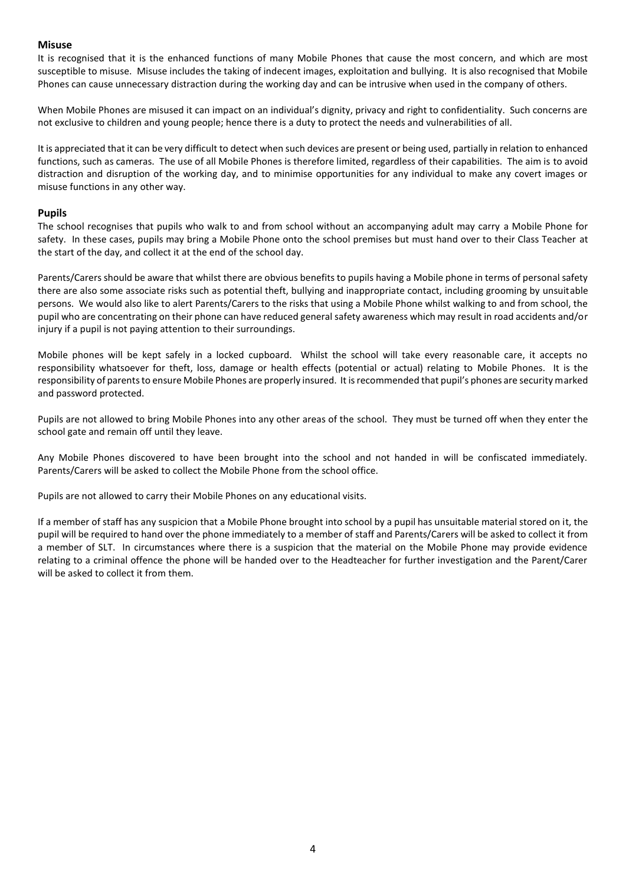### Misuse

It is recognised that it is the enhanced functions of many Mobile Phones that cause the most concern, and which are most susceptible to misuse. Misuse includes the taking of indecent images, exploitation and bullying. It is also recognised that Mobile Phones can cause unnecessary distraction during the working day and can be intrusive when used in the company of others.

When Mobile Phones are misused it can impact on an individual's dignity, privacy and right to confidentiality. Such concerns are not exclusive to children and young people; hence there is a duty to protect the needs and vulnerabilities of all.

It is appreciated that it can be very difficult to detect when such devices are present or being used, partially in relation to enhanced functions, such as cameras. The use of all Mobile Phones is therefore limited, regardless of their capabilities. The aim is to avoid distraction and disruption of the working day, and to minimise opportunities for any individual to make any covert images or misuse functions in any other way.

### Pupils

The school recognises that pupils who walk to and from school without an accompanying adult may carry a Mobile Phone for safety. In these cases, pupils may bring a Mobile Phone onto the school premises but must hand over to their Class Teacher at the start of the day, and collect it at the end of the school day.

Parents/Carers should be aware that whilst there are obvious benefits to pupils having a Mobile phone in terms of personal safety there are also some associate risks such as potential theft, bullying and inappropriate contact, including grooming by unsuitable persons. We would also like to alert Parents/Carers to the risks that using a Mobile Phone whilst walking to and from school, the pupil who are concentrating on their phone can have reduced general safety awareness which may result in road accidents and/or injury if a pupil is not paying attention to their surroundings.

Mobile phones will be kept safely in a locked cupboard. Whilst the school will take every reasonable care, it accepts no responsibility whatsoever for theft, loss, damage or health effects (potential or actual) relating to Mobile Phones. It is the responsibility of parents to ensure Mobile Phones are properly insured. It is recommended that pupil's phones are security marked and password protected.

Pupils are not allowed to bring Mobile Phones into any other areas of the school. They must be turned off when they enter the school gate and remain off until they leave.

Any Mobile Phones discovered to have been brought into the school and not handed in will be confiscated immediately. Parents/Carers will be asked to collect the Mobile Phone from the school office.

Pupils are not allowed to carry their Mobile Phones on any educational visits.

If a member of staff has any suspicion that a Mobile Phone brought into school by a pupil has unsuitable material stored on it, the pupil will be required to hand over the phone immediately to a member of staff and Parents/Carers will be asked to collect it from a member of SLT. In circumstances where there is a suspicion that the material on the Mobile Phone may provide evidence relating to a criminal offence the phone will be handed over to the Headteacher for further investigation and the Parent/Carer will be asked to collect it from them.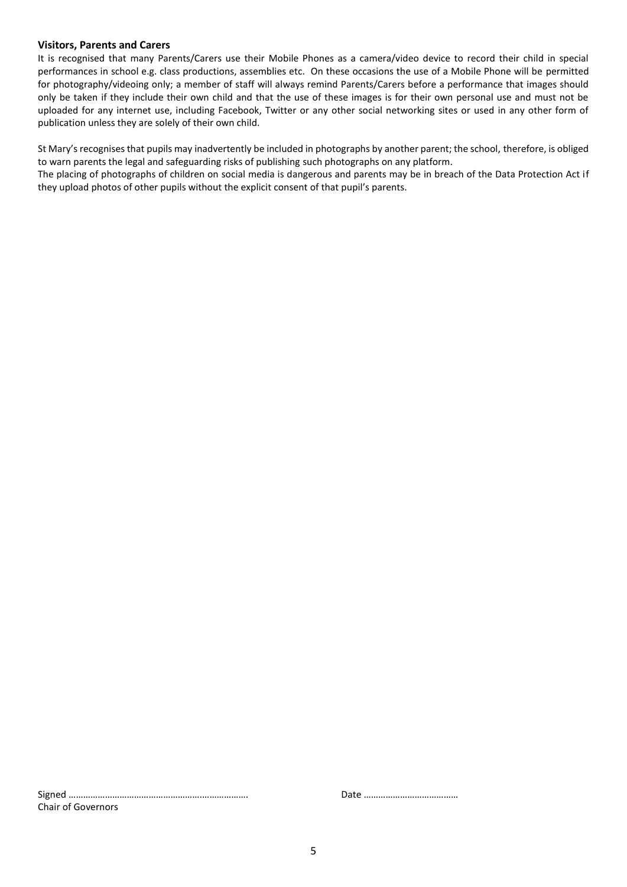### Visitors, Parents and Carers

It is recognised that many Parents/Carers use their Mobile Phones as a camera/video device to record their child in special performances in school e.g. class productions, assemblies etc. On these occasions the use of a Mobile Phone will be permitted for photography/videoing only; a member of staff will always remind Parents/Carers before a performance that images should only be taken if they include their own child and that the use of these images is for their own personal use and must not be uploaded for any internet use, including Facebook, Twitter or any other social networking sites or used in any other form of publication unless they are solely of their own child.

St Mary's recognises that pupils may inadvertently be included in photographs by another parent; the school, therefore, is obliged to warn parents the legal and safeguarding risks of publishing such photographs on any platform.
The placing of photographs of children on social media is dangerous and parents may be in breach of the Data Protection Act if they upload photos of other pupils without the explicit consent of that pupil's parents.

Signed ……………………………………………………………….                Date ……………………………….
Chair of Governors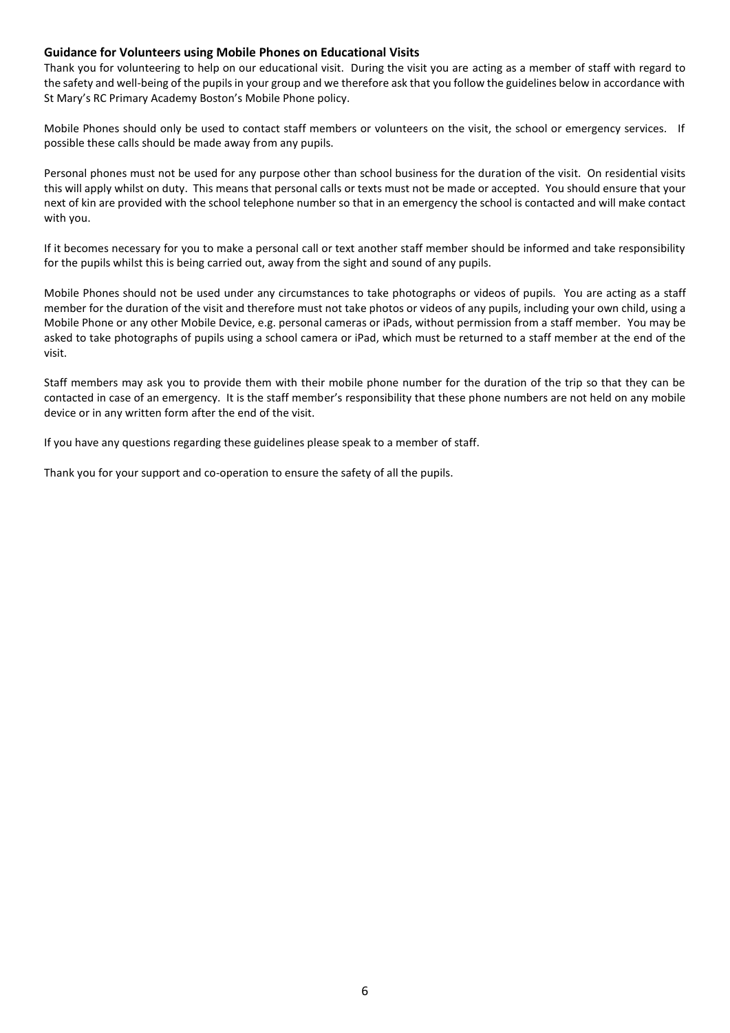**Guidance for Volunteers using Mobile Phones on Educational Visits**

Thank you for volunteering to help on our educational visit. During the visit you are acting as a member of staff with regard to the safety and well-being of the pupils in your group and we therefore ask that you follow the guidelines below in accordance with St Mary's RC Primary Academy Boston's Mobile Phone policy.

Mobile Phones should only be used to contact staff members or volunteers on the visit, the school or emergency services. If possible these calls should be made away from any pupils.

Personal phones must not be used for any purpose other than school business for the duration of the visit. On residential visits this will apply whilst on duty. This means that personal calls or texts must not be made or accepted. You should ensure that your next of kin are provided with the school telephone number so that in an emergency the school is contacted and will make contact with you.

If it becomes necessary for you to make a personal call or text another staff member should be informed and take responsibility for the pupils whilst this is being carried out, away from the sight and sound of any pupils.

Mobile Phones should not be used under any circumstances to take photographs or videos of pupils. You are acting as a staff member for the duration of the visit and therefore must not take photos or videos of any pupils, including your own child, using a Mobile Phone or any other Mobile Device, e.g. personal cameras or iPads, without permission from a staff member. You may be asked to take photographs of pupils using a school camera or iPad, which must be returned to a staff member at the end of the visit.

Staff members may ask you to provide them with their mobile phone number for the duration of the trip so that they can be contacted in case of an emergency. It is the staff member's responsibility that these phone numbers are not held on any mobile device or in any written form after the end of the visit.

If you have any questions regarding these guidelines please speak to a member of staff.

Thank you for your support and co-operation to ensure the safety of all the pupils.